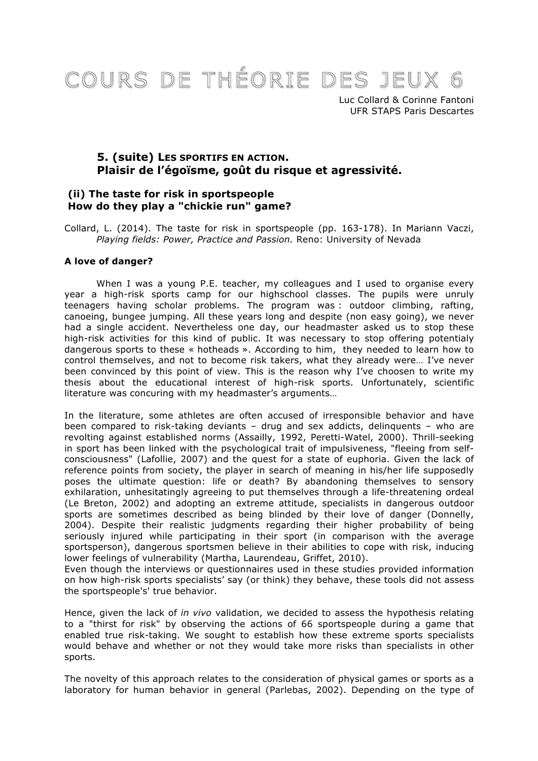# COURS DE THÉORIE DES JEUX 6

Luc Collard & Corinne Fantoni
UFR STAPS Paris Descartes

## 5. (suite) LES SPORTIFS EN ACTION. Plaisir de l'égoïsme, goût du risque et agressivité.

### (ii) The taste for risk in sportspeople How do they play a "chickie run" game?

Collard, L. (2014). The taste for risk in sportspeople (pp. 163-178). In Mariann Vaczi, *Playing fields: Power, Practice and Passion.* Reno: University of Nevada

#### A love of danger?

When I was a young P.E. teacher, my colleagues and I used to organise every year a high-risk sports camp for our highschool classes. The pupils were unruly teenagers having scholar problems. The program was : outdoor climbing, rafting, canoeing, bungee jumping. All these years long and despite (non easy going), we never had a single accident. Nevertheless one day, our headmaster asked us to stop these high-risk activities for this kind of public. It was necessary to stop offering potentialy dangerous sports to these « hotheads ». According to him, they needed to learn how to control themselves, and not to become risk takers, what they already were… I've never been convinced by this point of view. This is the reason why I've choosen to write my thesis about the educational interest of high-risk sports. Unfortunately, scientific literature was concuring with my headmaster's arguments…

In the literature, some athletes are often accused of irresponsible behavior and have been compared to risk-taking deviants – drug and sex addicts, delinquents – who are revolting against established norms (Assailly, 1992, Peretti-Watel, 2000). Thrill-seeking in sport has been linked with the psychological trait of impulsiveness, "fleeing from self-consciousness" (Lafollie, 2007) and the quest for a state of euphoria. Given the lack of reference points from society, the player in search of meaning in his/her life supposedly poses the ultimate question: life or death? By abandoning themselves to sensory exhilaration, unhesitatingly agreeing to put themselves through a life-threatening ordeal (Le Breton, 2002) and adopting an extreme attitude, specialists in dangerous outdoor sports are sometimes described as being blinded by their love of danger (Donnelly, 2004). Despite their realistic judgments regarding their higher probability of being seriously injured while participating in their sport (in comparison with the average sportsperson), dangerous sportsmen believe in their abilities to cope with risk, inducing lower feelings of vulnerability (Martha, Laurendeau, Griffet, 2010).
Even though the interviews or questionnaires used in these studies provided information on how high-risk sports specialists' say (or think) they behave, these tools did not assess the sportspeople's' true behavior.

Hence, given the lack of *in vivo* validation, we decided to assess the hypothesis relating to a "thirst for risk" by observing the actions of 66 sportspeople during a game that enabled true risk-taking. We sought to establish how these extreme sports specialists would behave and whether or not they would take more risks than specialists in other sports.

The novelty of this approach relates to the consideration of physical games or sports as a laboratory for human behavior in general (Parlebas, 2002). Depending on the type of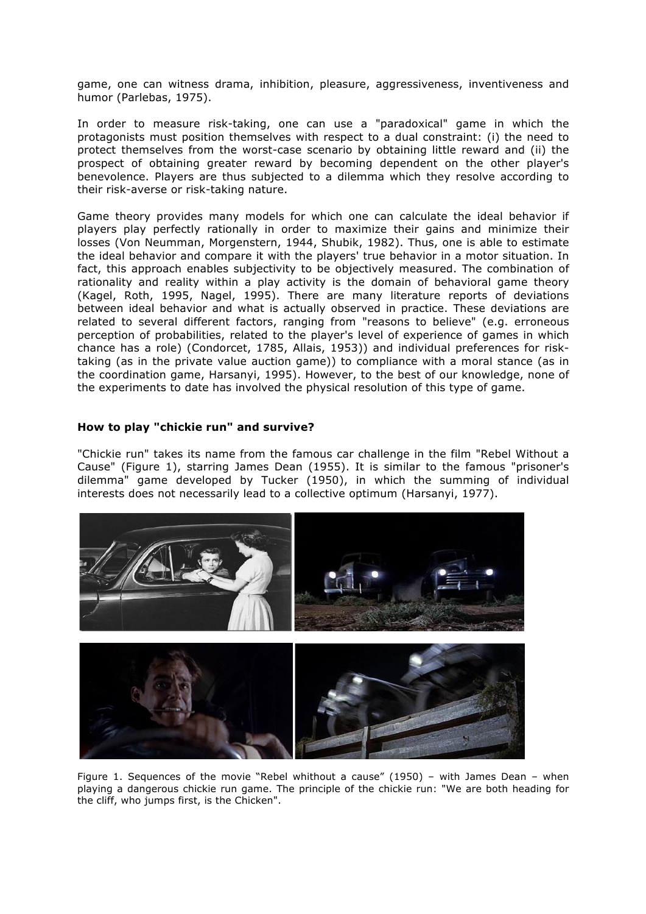game, one can witness drama, inhibition, pleasure, aggressiveness, inventiveness and humor (Parlebas, 1975).

In order to measure risk-taking, one can use a "paradoxical" game in which the protagonists must position themselves with respect to a dual constraint: (i) the need to protect themselves from the worst-case scenario by obtaining little reward and (ii) the prospect of obtaining greater reward by becoming dependent on the other player's benevolence. Players are thus subjected to a dilemma which they resolve according to their risk-averse or risk-taking nature.

Game theory provides many models for which one can calculate the ideal behavior if players play perfectly rationally in order to maximize their gains and minimize their losses (Von Neumman, Morgenstern, 1944, Shubik, 1982). Thus, one is able to estimate the ideal behavior and compare it with the players' true behavior in a motor situation. In fact, this approach enables subjectivity to be objectively measured. The combination of rationality and reality within a play activity is the domain of behavioral game theory (Kagel, Roth, 1995, Nagel, 1995). There are many literature reports of deviations between ideal behavior and what is actually observed in practice. These deviations are related to several different factors, ranging from "reasons to believe" (e.g. erroneous perception of probabilities, related to the player's level of experience of games in which chance has a role) (Condorcet, 1785, Allais, 1953)) and individual preferences for risk-taking (as in the private value auction game)) to compliance with a moral stance (as in the coordination game, Harsanyi, 1995). However, to the best of our knowledge, none of the experiments to date has involved the physical resolution of this type of game.

## How to play "chickie run" and survive?

"Chickie run" takes its name from the famous car challenge in the film "Rebel Without a Cause" (Figure 1), starring James Dean (1955). It is similar to the famous "prisoner's dilemma" game developed by Tucker (1950), in which the summing of individual interests does not necessarily lead to a collective optimum (Harsanyi, 1977).

Figure 1. Sequences of the movie "Rebel whithout a cause" (1950) – with James Dean – when playing a dangerous chickie run game. The principle of the chickie run: "We are both heading for the cliff, who jumps first, is the Chicken".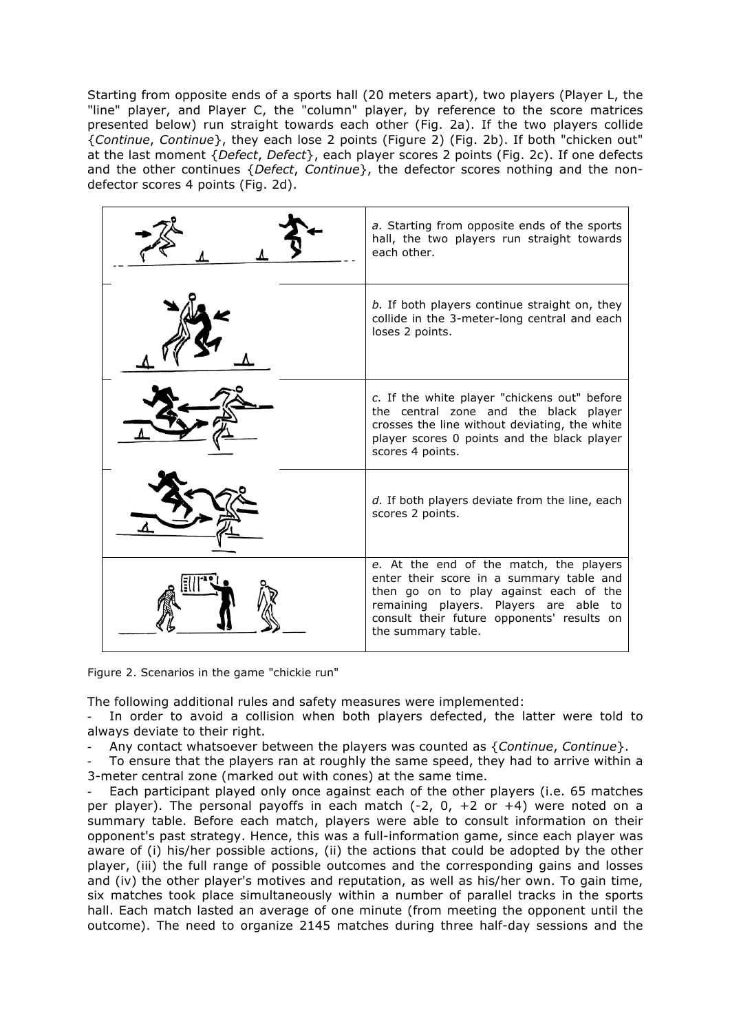Starting from opposite ends of a sports hall (20 meters apart), two players (Player L, the "line" player, and Player C, the "column" player, by reference to the score matrices presented below) run straight towards each other (Fig. 2a). If the two players collide {*Continue*, *Continue*}, they each lose 2 points (Figure 2) (Fig. 2b). If both "chicken out" at the last moment {*Defect*, *Defect*}, each player scores 2 points (Fig. 2c). If one defects and the other continues {*Defect*, *Continue*}, the defector scores nothing and the non-defector scores 4 points (Fig. 2d).

| | |
|---|---|
| | *a.* Starting from opposite ends of the sports hall, the two players run straight towards each other. |
| | *b.* If both players continue straight on, they collide in the 3-meter-long central and each loses 2 points. |
| | *c.* If the white player "chickens out" before the central zone and the black player crosses the line without deviating, the white player scores 0 points and the black player scores 4 points. |
| | *d.* If both players deviate from the line, each scores 2 points. |
| | *e.* At the end of the match, the players enter their score in a summary table and then go on to play against each of the remaining players. Players are able to consult their future opponents' results on the summary table. |

Figure 2. Scenarios in the game "chickie run"

The following additional rules and safety measures were implemented:

- In order to avoid a collision when both players defected, the latter were told to always deviate to their right.
- Any contact whatsoever between the players was counted as {*Continue*, *Continue*}.
- To ensure that the players ran at roughly the same speed, they had to arrive within a 3-meter central zone (marked out with cones) at the same time.
- Each participant played only once against each of the other players (i.e. 65 matches per player). The personal payoffs in each match (-2, 0, +2 or +4) were noted on a summary table. Before each match, players were able to consult information on their opponent's past strategy. Hence, this was a full-information game, since each player was aware of (i) his/her possible actions, (ii) the actions that could be adopted by the other player, (iii) the full range of possible outcomes and the corresponding gains and losses and (iv) the other player's motives and reputation, as well as his/her own. To gain time, six matches took place simultaneously within a number of parallel tracks in the sports hall. Each match lasted an average of one minute (from meeting the opponent until the outcome). The need to organize 2145 matches during three half-day sessions and the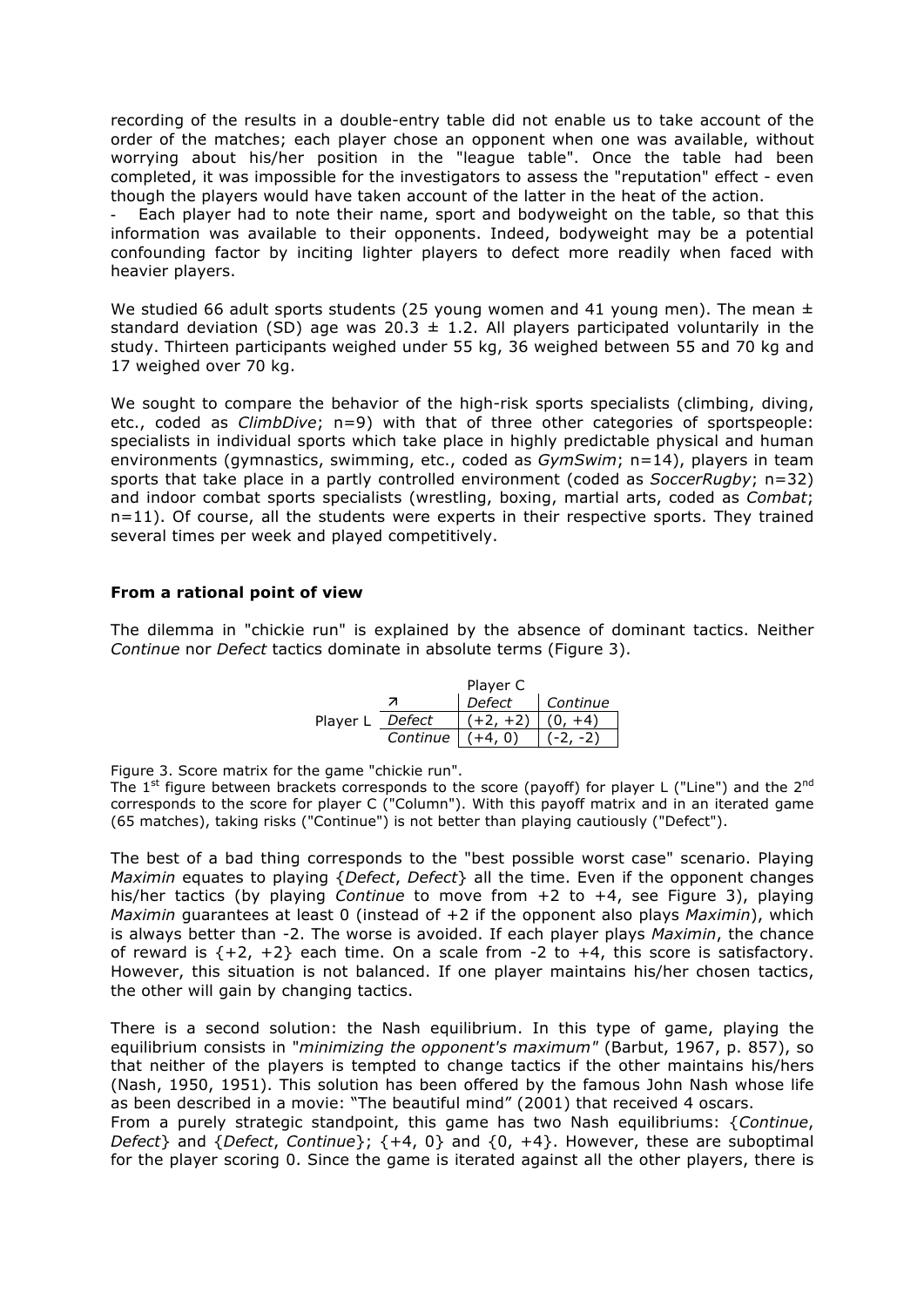recording of the results in a double-entry table did not enable us to take account of the order of the matches; each player chose an opponent when one was available, without worrying about his/her position in the "league table". Once the table had been completed, it was impossible for the investigators to assess the "reputation" effect - even though the players would have taken account of the latter in the heat of the action.

- Each player had to note their name, sport and bodyweight on the table, so that this information was available to their opponents. Indeed, bodyweight may be a potential confounding factor by inciting lighter players to defect more readily when faced with heavier players.

We studied 66 adult sports students (25 young women and 41 young men). The mean ± standard deviation (SD) age was 20.3 ± 1.2. All players participated voluntarily in the study. Thirteen participants weighed under 55 kg, 36 weighed between 55 and 70 kg and 17 weighed over 70 kg.

We sought to compare the behavior of the high-risk sports specialists (climbing, diving, etc., coded as *ClimbDive*; n=9) with that of three other categories of sportspeople: specialists in individual sports which take place in highly predictable physical and human environments (gymnastics, swimming, etc., coded as *GymSwim*; n=14), players in team sports that take place in a partly controlled environment (coded as *SoccerRugby*; n=32) and indoor combat sports specialists (wrestling, boxing, martial arts, coded as *Combat*; n=11). Of course, all the students were experts in their respective sports. They trained several times per week and played competitively.

### From a rational point of view

The dilemma in "chickie run" is explained by the absence of dominant tactics. Neither *Continue* nor *Defect* tactics dominate in absolute terms (Figure 3).

| | ↗ | Player C *Defect* | Player C *Continue* |
|---|---|---|---|
| Player L | *Defect* | (+2, +2) | (0, +4) |
| | *Continue* | (+4, 0) | (-2, -2) |

Figure 3. Score matrix for the game "chickie run".
The 1st figure between brackets corresponds to the score (payoff) for player L ("Line") and the 2nd corresponds to the score for player C ("Column"). With this payoff matrix and in an iterated game (65 matches), taking risks ("Continue") is not better than playing cautiously ("Defect").

The best of a bad thing corresponds to the "best possible worst case" scenario. Playing *Maximin* equates to playing {*Defect*, *Defect*} all the time. Even if the opponent changes his/her tactics (by playing *Continue* to move from +2 to +4, see Figure 3), playing *Maximin* guarantees at least 0 (instead of +2 if the opponent also plays *Maximin*), which is always better than -2. The worse is avoided. If each player plays *Maximin*, the chance of reward is {+2, +2} each time. On a scale from -2 to +4, this score is satisfactory. However, this situation is not balanced. If one player maintains his/her chosen tactics, the other will gain by changing tactics.

There is a second solution: the Nash equilibrium. In this type of game, playing the equilibrium consists in "*minimizing the opponent's maximum*" (Barbut, 1967, p. 857), so that neither of the players is tempted to change tactics if the other maintains his/hers (Nash, 1950, 1951). This solution has been offered by the famous John Nash whose life as been described in a movie: "The beautiful mind" (2001) that received 4 oscars.
From a purely strategic standpoint, this game has two Nash equilibriums: {*Continue*, *Defect*} and {*Defect*, *Continue*}; {+4, 0} and {0, +4}. However, these are suboptimal for the player scoring 0. Since the game is iterated against all the other players, there is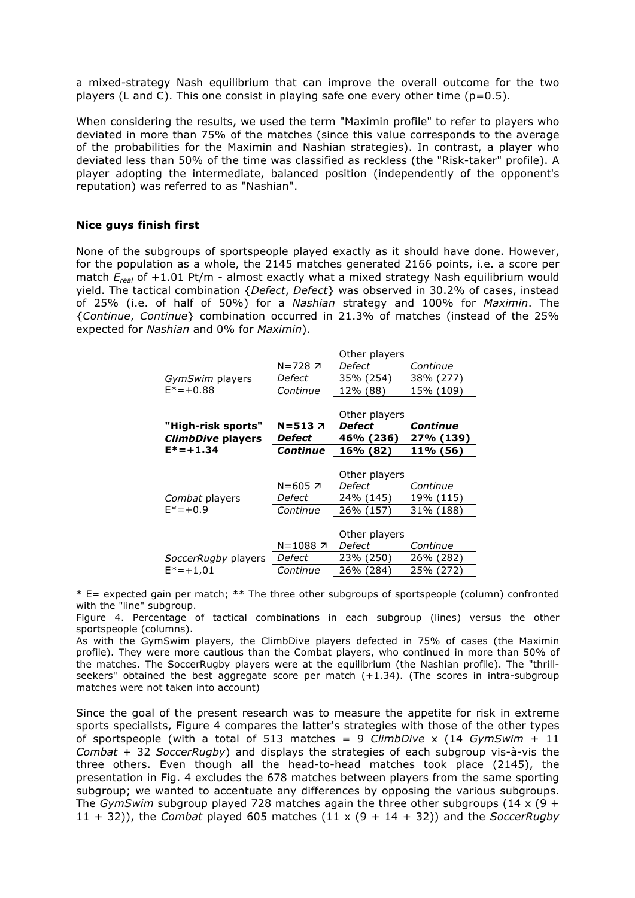a mixed-strategy Nash equilibrium that can improve the overall outcome for the two players (L and C). This one consist in playing safe one every other time (p=0.5).

When considering the results, we used the term "Maximin profile" to refer to players who deviated in more than 75% of the matches (since this value corresponds to the average of the probabilities for the Maximin and Nashian strategies). In contrast, a player who deviated less than 50% of the time was classified as reckless (the "Risk-taker" profile). A player adopting the intermediate, balanced position (independently of the opponent's reputation) was referred to as "Nashian".

### Nice guys finish first

None of the subgroups of sportspeople played exactly as it should have done. However, for the population as a whole, the 2145 matches generated 2166 points, i.e. a score per match $E_{real}$ of +1.01 Pt/m - almost exactly what a mixed strategy Nash equilibrium would yield. The tactical combination {*Defect*, *Defect*} was observed in 30.2% of cases, instead of 25% (i.e. of half of 50%) for a *Nashian* strategy and 100% for *Maximin*. The {*Continue*, *Continue*} combination occurred in 21.3% of matches (instead of the 25% expected for *Nashian* and 0% for *Maximin*).

| | | Other players | |
|---|---|---|---|
| | N=728 ↗ | *Defect* | *Continue* |
| *GymSwim* players | *Defect* | 35% (254) | 38% (277) |
| E*=+0.88 | *Continue* | 12% (88) | 15% (109) |

| | | Other players | |
|---|---|---|---|
| **"High-risk sports"** | **N=513 ↗** | ***Defect*** | ***Continue*** |
| ***ClimbDive* players** | ***Defect*** | **46% (236)** | **27% (139)** |
| **E*=+1.34** | ***Continue*** | **16% (82)** | **11% (56)** |

| | | Other players | |
|---|---|---|---|
| | N=605 ↗ | *Defect* | *Continue* |
| *Combat* players | *Defect* | 24% (145) | 19% (115) |
| E*=+0.9 | *Continue* | 26% (157) | 31% (188) |

| | | Other players | |
|---|---|---|---|
| | N=1088 ↗ | *Defect* | *Continue* |
| *SoccerRugby* players | *Defect* | 23% (250) | 26% (282) |
| E*=+1,01 | *Continue* | 26% (284) | 25% (272) |

* E= expected gain per match; ** The three other subgroups of sportspeople (column) confronted with the "line" subgroup.

Figure 4. Percentage of tactical combinations in each subgroup (lines) versus the other sportspeople (columns).

As with the GymSwim players, the ClimbDive players defected in 75% of cases (the Maximin profile). They were more cautious than the Combat players, who continued in more than 50% of the matches. The SoccerRugby players were at the equilibrium (the Nashian profile). The "thrill-seekers" obtained the best aggregate score per match (+1.34). (The scores in intra-subgroup matches were not taken into account)

Since the goal of the present research was to measure the appetite for risk in extreme sports specialists, Figure 4 compares the latter's strategies with those of the other types of sportspeople (with a total of 513 matches = 9 *ClimbDive* x (14 *GymSwim* + 11 *Combat* + 32 *SoccerRugby*) and displays the strategies of each subgroup vis-à-vis the three others. Even though all the head-to-head matches took place (2145), the presentation in Fig. 4 excludes the 678 matches between players from the same sporting subgroup; we wanted to accentuate any differences by opposing the various subgroups. The *GymSwim* subgroup played 728 matches again the three other subgroups (14 x (9 + 11 + 32)), the *Combat* played 605 matches (11 x (9 + 14 + 32)) and the *SoccerRugby*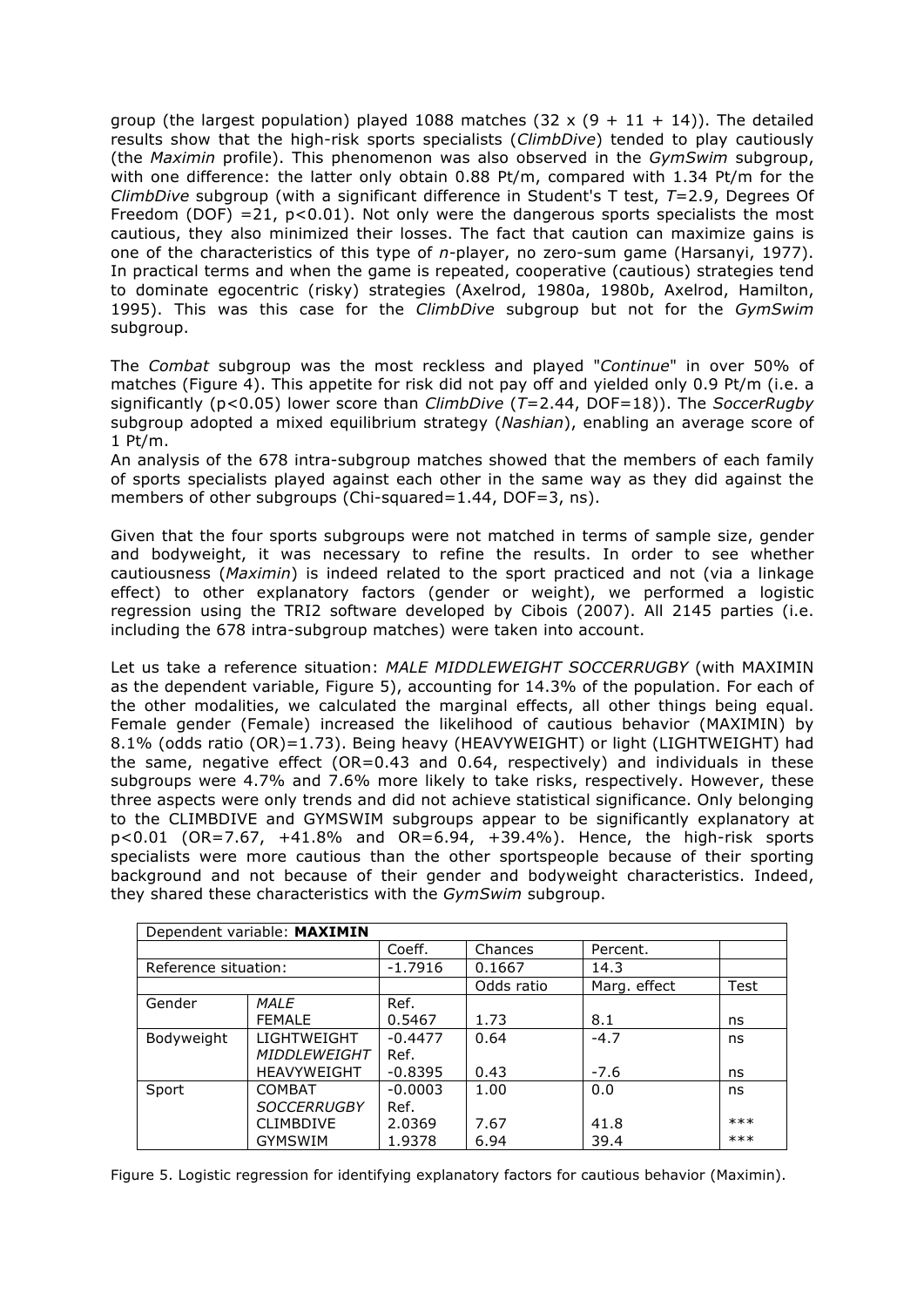group (the largest population) played 1088 matches (32 x (9 + 11 + 14)). The detailed results show that the high-risk sports specialists (*ClimbDive*) tended to play cautiously (the *Maximin* profile). This phenomenon was also observed in the *GymSwim* subgroup, with one difference: the latter only obtain 0.88 Pt/m, compared with 1.34 Pt/m for the *ClimbDive* subgroup (with a significant difference in Student's T test, $T$=2.9, Degrees Of Freedom (DOF) =21, $p<0.01$). Not only were the dangerous sports specialists the most cautious, they also minimized their losses. The fact that caution can maximize gains is one of the characteristics of this type of $n$-player, no zero-sum game (Harsanyi, 1977). In practical terms and when the game is repeated, cooperative (cautious) strategies tend to dominate egocentric (risky) strategies (Axelrod, 1980a, 1980b, Axelrod, Hamilton, 1995). This was this case for the *ClimbDive* subgroup but not for the *GymSwim* subgroup.

The *Combat* subgroup was the most reckless and played "*Continue*" in over 50% of matches (Figure 4). This appetite for risk did not pay off and yielded only 0.9 Pt/m (i.e. a significantly ($p<0.05$) lower score than *ClimbDive* ($T$=2.44, DOF=18)). The *SoccerRugby* subgroup adopted a mixed equilibrium strategy (*Nashian*), enabling an average score of 1 Pt/m.
An analysis of the 678 intra-subgroup matches showed that the members of each family of sports specialists played against each other in the same way as they did against the members of other subgroups (Chi-squared=1.44, DOF=3, ns).

Given that the four sports subgroups were not matched in terms of sample size, gender and bodyweight, it was necessary to refine the results. In order to see whether cautiousness (*Maximin*) is indeed related to the sport practiced and not (via a linkage effect) to other explanatory factors (gender or weight), we performed a logistic regression using the TRI2 software developed by Cibois (2007). All 2145 parties (i.e. including the 678 intra-subgroup matches) were taken into account.

Let us take a reference situation: *MALE MIDDLEWEIGHT SOCCERRUGBY* (with MAXIMIN as the dependent variable, Figure 5), accounting for 14.3% of the population. For each of the other modalities, we calculated the marginal effects, all other things being equal. Female gender (Female) increased the likelihood of cautious behavior (MAXIMIN) by 8.1% (odds ratio (OR)=1.73). Being heavy (HEAVYWEIGHT) or light (LIGHTWEIGHT) had the same, negative effect (OR=0.43 and 0.64, respectively) and individuals in these subgroups were 4.7% and 7.6% more likely to take risks, respectively. However, these three aspects were only trends and did not achieve statistical significance. Only belonging to the CLIMBDIVE and GYMSWIM subgroups appear to be significantly explanatory at $p<0.01$ (OR=7.67, +41.8% and OR=6.94, +39.4%). Hence, the high-risk sports specialists were more cautious than the other sportspeople because of their sporting background and not because of their gender and bodyweight characteristics. Indeed, they shared these characteristics with the *GymSwim* subgroup.

| Dependent variable: **MAXIMIN** | | | | | |
|---|---|---|---|---|---|
| | | Coeff. | Chances | Percent. | |
| Reference situation: | | -1.7916 | 0.1667 | 14.3 | |
| | | | Odds ratio | Marg. effect | Test |
| Gender | *MALE* | Ref. | | | |
| | FEMALE | 0.5467 | 1.73 | 8.1 | ns |
| Bodyweight | LIGHTWEIGHT | -0.4477 | 0.64 | -4.7 | ns |
| | *MIDDLEWEIGHT* | Ref. | | | |
| | HEAVYWEIGHT | -0.8395 | 0.43 | -7.6 | ns |
| Sport | COMBAT | -0.0003 | 1.00 | 0.0 | ns |
| | *SOCCERRUGBY* | Ref. | | | |
| | CLIMBDIVE | 2.0369 | 7.67 | 41.8 | *** |
| | GYMSWIM | 1.9378 | 6.94 | 39.4 | *** |

Figure 5. Logistic regression for identifying explanatory factors for cautious behavior (Maximin).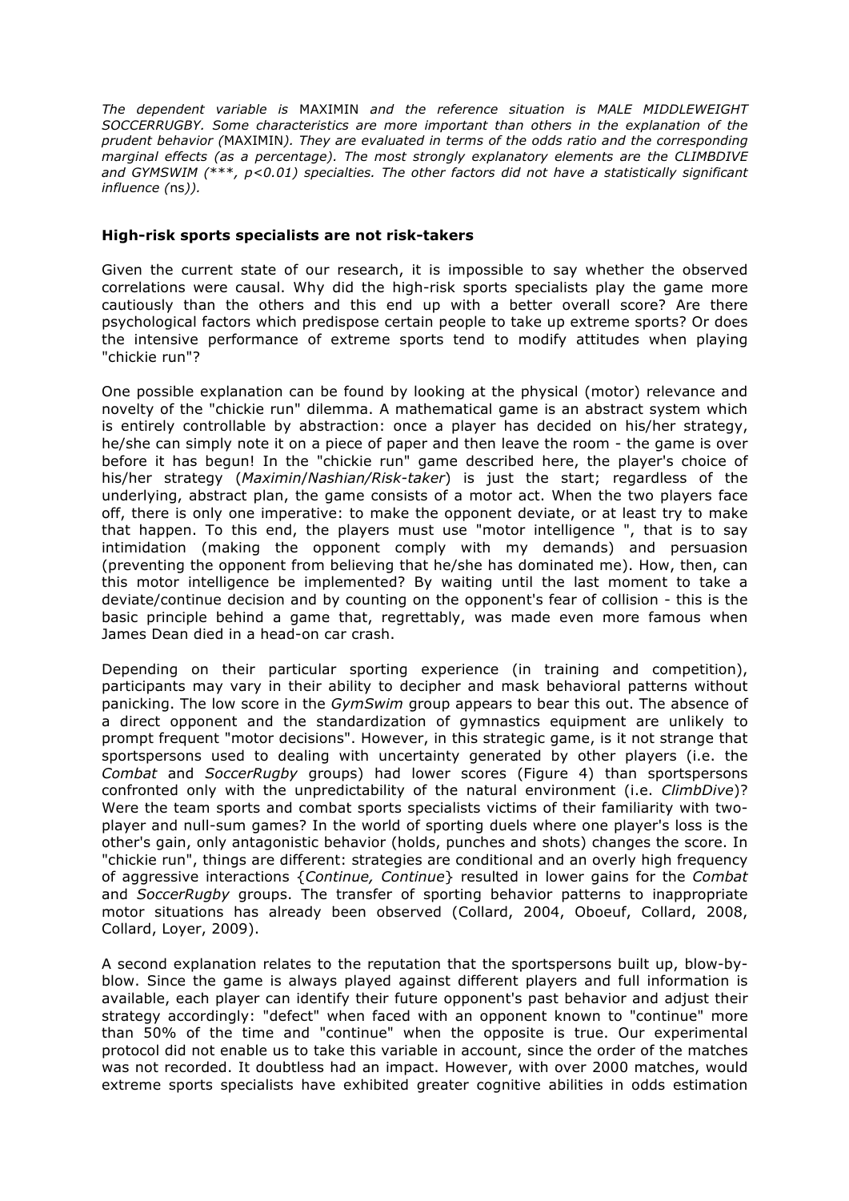*The dependent variable is* MAXIMIN *and the reference situation is MALE MIDDLEWEIGHT SOCCERRUGBY. Some characteristics are more important than others in the explanation of the prudent behavior (*MAXIMIN*). They are evaluated in terms of the odds ratio and the corresponding marginal effects (as a percentage). The most strongly explanatory elements are the CLIMBDIVE and GYMSWIM (\*\*\*, p<0.01) specialties. The other factors did not have a statistically significant influence (*ns*)).*

### High-risk sports specialists are not risk-takers

Given the current state of our research, it is impossible to say whether the observed correlations were causal. Why did the high-risk sports specialists play the game more cautiously than the others and this end up with a better overall score? Are there psychological factors which predispose certain people to take up extreme sports? Or does the intensive performance of extreme sports tend to modify attitudes when playing "chickie run"?

One possible explanation can be found by looking at the physical (motor) relevance and novelty of the "chickie run" dilemma. A mathematical game is an abstract system which is entirely controllable by abstraction: once a player has decided on his/her strategy, he/she can simply note it on a piece of paper and then leave the room - the game is over before it has begun! In the "chickie run" game described here, the player's choice of his/her strategy (*Maximin*/*Nashian*/*Risk-taker*) is just the start; regardless of the underlying, abstract plan, the game consists of a motor act. When the two players face off, there is only one imperative: to make the opponent deviate, or at least try to make that happen. To this end, the players must use "motor intelligence ", that is to say intimidation (making the opponent comply with my demands) and persuasion (preventing the opponent from believing that he/she has dominated me). How, then, can this motor intelligence be implemented? By waiting until the last moment to take a deviate/continue decision and by counting on the opponent's fear of collision - this is the basic principle behind a game that, regrettably, was made even more famous when James Dean died in a head-on car crash.

Depending on their particular sporting experience (in training and competition), participants may vary in their ability to decipher and mask behavioral patterns without panicking. The low score in the *GymSwim* group appears to bear this out. The absence of a direct opponent and the standardization of gymnastics equipment are unlikely to prompt frequent "motor decisions". However, in this strategic game, is it not strange that sportspersons used to dealing with uncertainty generated by other players (i.e. the *Combat* and *SoccerRugby* groups) had lower scores (Figure 4) than sportspersons confronted only with the unpredictability of the natural environment (i.e. *ClimbDive*)? Were the team sports and combat sports specialists victims of their familiarity with two-player and null-sum games? In the world of sporting duels where one player's loss is the other's gain, only antagonistic behavior (holds, punches and shots) changes the score. In "chickie run", things are different: strategies are conditional and an overly high frequency of aggressive interactions {*Continue, Continue*} resulted in lower gains for the *Combat* and *SoccerRugby* groups. The transfer of sporting behavior patterns to inappropriate motor situations has already been observed (Collard, 2004, Oboeuf, Collard, 2008, Collard, Loyer, 2009).

A second explanation relates to the reputation that the sportspersons built up, blow-by-blow. Since the game is always played against different players and full information is available, each player can identify their future opponent's past behavior and adjust their strategy accordingly: "defect" when faced with an opponent known to "continue" more than 50% of the time and "continue" when the opposite is true. Our experimental protocol did not enable us to take this variable in account, since the order of the matches was not recorded. It doubtless had an impact. However, with over 2000 matches, would extreme sports specialists have exhibited greater cognitive abilities in odds estimation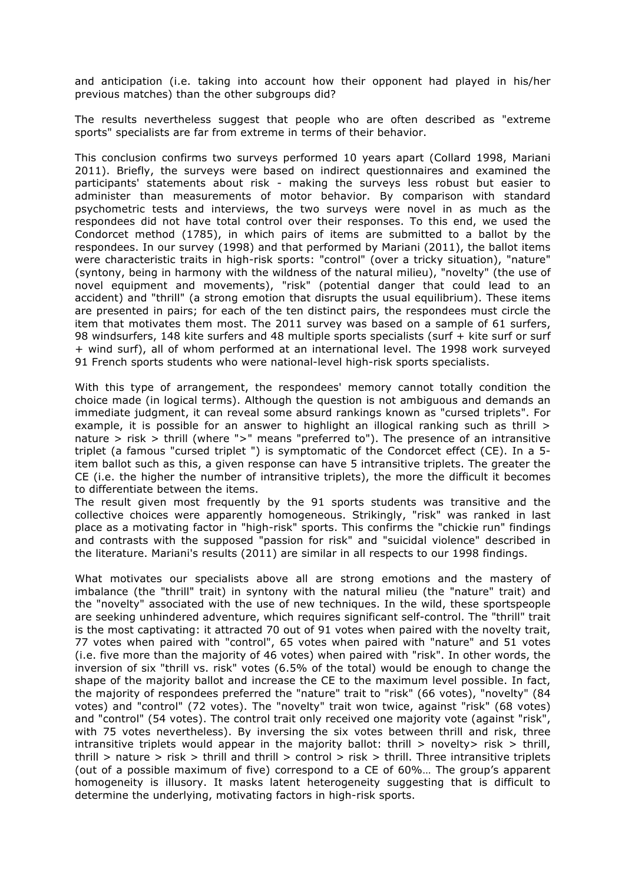and anticipation (i.e. taking into account how their opponent had played in his/her previous matches) than the other subgroups did?

The results nevertheless suggest that people who are often described as "extreme sports" specialists are far from extreme in terms of their behavior.

This conclusion confirms two surveys performed 10 years apart (Collard 1998, Mariani 2011). Briefly, the surveys were based on indirect questionnaires and examined the participants' statements about risk - making the surveys less robust but easier to administer than measurements of motor behavior. By comparison with standard psychometric tests and interviews, the two surveys were novel in as much as the respondees did not have total control over their responses. To this end, we used the Condorcet method (1785), in which pairs of items are submitted to a ballot by the respondees. In our survey (1998) and that performed by Mariani (2011), the ballot items were characteristic traits in high-risk sports: "control" (over a tricky situation), "nature" (syntony, being in harmony with the wildness of the natural milieu), "novelty" (the use of novel equipment and movements), "risk" (potential danger that could lead to an accident) and "thrill" (a strong emotion that disrupts the usual equilibrium). These items are presented in pairs; for each of the ten distinct pairs, the respondees must circle the item that motivates them most. The 2011 survey was based on a sample of 61 surfers, 98 windsurfers, 148 kite surfers and 48 multiple sports specialists (surf + kite surf or surf + wind surf), all of whom performed at an international level. The 1998 work surveyed 91 French sports students who were national-level high-risk sports specialists.

With this type of arrangement, the respondees' memory cannot totally condition the choice made (in logical terms). Although the question is not ambiguous and demands an immediate judgment, it can reveal some absurd rankings known as "cursed triplets". For example, it is possible for an answer to highlight an illogical ranking such as thrill > nature > risk > thrill (where ">" means "preferred to"). The presence of an intransitive triplet (a famous "cursed triplet ") is symptomatic of the Condorcet effect (CE). In a 5-item ballot such as this, a given response can have 5 intransitive triplets. The greater the CE (i.e. the higher the number of intransitive triplets), the more the difficult it becomes to differentiate between the items.
The result given most frequently by the 91 sports students was transitive and the collective choices were apparently homogeneous. Strikingly, "risk" was ranked in last place as a motivating factor in "high-risk" sports. This confirms the "chickie run" findings and contrasts with the supposed "passion for risk" and "suicidal violence" described in the literature. Mariani's results (2011) are similar in all respects to our 1998 findings.

What motivates our specialists above all are strong emotions and the mastery of imbalance (the "thrill" trait) in syntony with the natural milieu (the "nature" trait) and the "novelty" associated with the use of new techniques. In the wild, these sportspeople are seeking unhindered adventure, which requires significant self-control. The "thrill" trait is the most captivating: it attracted 70 out of 91 votes when paired with the novelty trait, 77 votes when paired with "control", 65 votes when paired with "nature" and 51 votes (i.e. five more than the majority of 46 votes) when paired with "risk". In other words, the inversion of six "thrill vs. risk" votes (6.5% of the total) would be enough to change the shape of the majority ballot and increase the CE to the maximum level possible. In fact, the majority of respondees preferred the "nature" trait to "risk" (66 votes), "novelty" (84 votes) and "control" (72 votes). The "novelty" trait won twice, against "risk" (68 votes) and "control" (54 votes). The control trait only received one majority vote (against "risk", with 75 votes nevertheless). By inversing the six votes between thrill and risk, three intransitive triplets would appear in the majority ballot: thrill > novelty> risk > thrill, thrill > nature > risk > thrill and thrill > control > risk > thrill. Three intransitive triplets (out of a possible maximum of five) correspond to a CE of 60%… The group's apparent homogeneity is illusory. It masks latent heterogeneity suggesting that is difficult to determine the underlying, motivating factors in high-risk sports.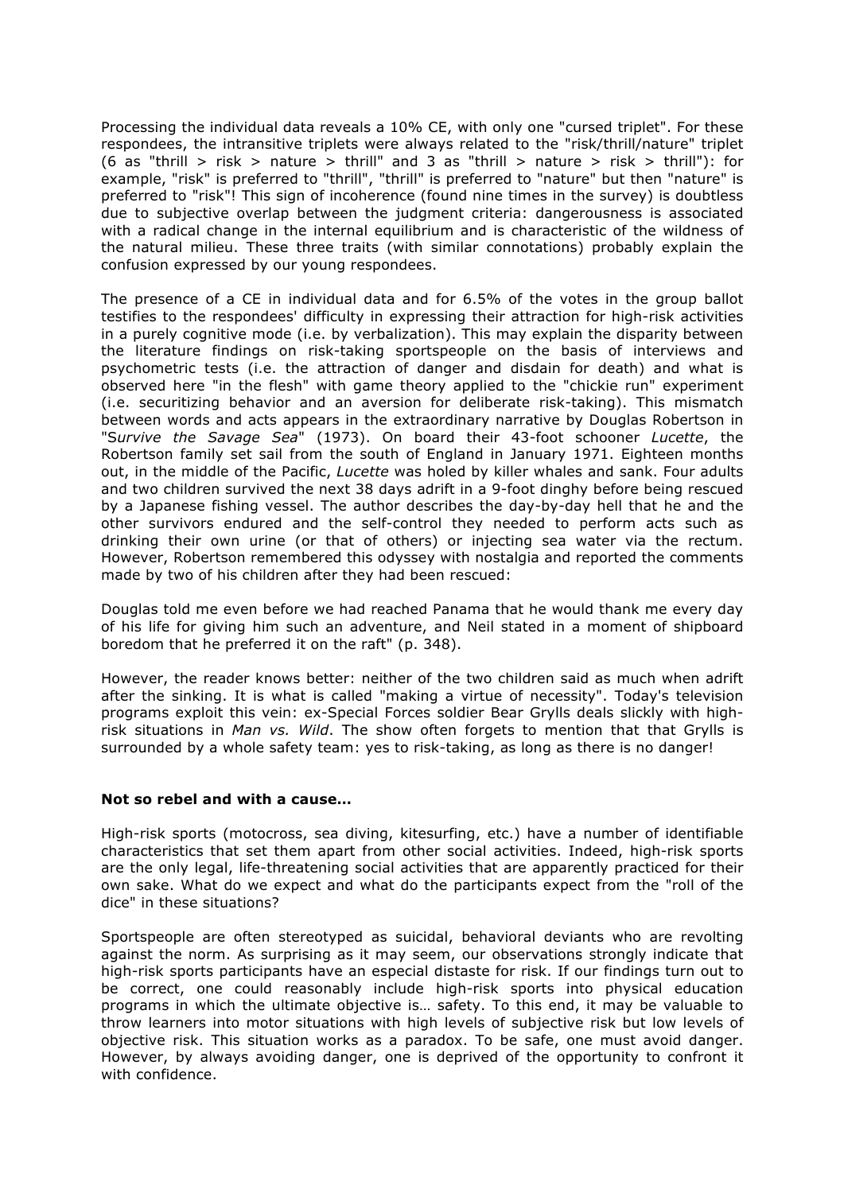Processing the individual data reveals a 10% CE, with only one "cursed triplet". For these respondees, the intransitive triplets were always related to the "risk/thrill/nature" triplet (6 as "thrill > risk > nature > thrill" and 3 as "thrill > nature > risk > thrill"): for example, "risk" is preferred to "thrill", "thrill" is preferred to "nature" but then "nature" is preferred to "risk"! This sign of incoherence (found nine times in the survey) is doubtless due to subjective overlap between the judgment criteria: dangerousness is associated with a radical change in the internal equilibrium and is characteristic of the wildness of the natural milieu. These three traits (with similar connotations) probably explain the confusion expressed by our young respondees.

The presence of a CE in individual data and for 6.5% of the votes in the group ballot testifies to the respondees' difficulty in expressing their attraction for high-risk activities in a purely cognitive mode (i.e. by verbalization). This may explain the disparity between the literature findings on risk-taking sportspeople on the basis of interviews and psychometric tests (i.e. the attraction of danger and disdain for death) and what is observed here "in the flesh" with game theory applied to the "chickie run" experiment (i.e. securitizing behavior and an aversion for deliberate risk-taking). This mismatch between words and acts appears in the extraordinary narrative by Douglas Robertson in "*Survive the Savage Sea*" (1973). On board their 43-foot schooner *Lucette*, the Robertson family set sail from the south of England in January 1971. Eighteen months out, in the middle of the Pacific, *Lucette* was holed by killer whales and sank. Four adults and two children survived the next 38 days adrift in a 9-foot dinghy before being rescued by a Japanese fishing vessel. The author describes the day-by-day hell that he and the other survivors endured and the self-control they needed to perform acts such as drinking their own urine (or that of others) or injecting sea water via the rectum. However, Robertson remembered this odyssey with nostalgia and reported the comments made by two of his children after they had been rescued:

Douglas told me even before we had reached Panama that he would thank me every day of his life for giving him such an adventure, and Neil stated in a moment of shipboard boredom that he preferred it on the raft" (p. 348).

However, the reader knows better: neither of the two children said as much when adrift after the sinking. It is what is called "making a virtue of necessity". Today's television programs exploit this vein: ex-Special Forces soldier Bear Grylls deals slickly with high-risk situations in *Man vs. Wild*. The show often forgets to mention that that Grylls is surrounded by a whole safety team: yes to risk-taking, as long as there is no danger!

**Not so rebel and with a cause…**

High-risk sports (motocross, sea diving, kitesurfing, etc.) have a number of identifiable characteristics that set them apart from other social activities. Indeed, high-risk sports are the only legal, life-threatening social activities that are apparently practiced for their own sake. What do we expect and what do the participants expect from the "roll of the dice" in these situations?

Sportspeople are often stereotyped as suicidal, behavioral deviants who are revolting against the norm. As surprising as it may seem, our observations strongly indicate that high-risk sports participants have an especial distaste for risk. If our findings turn out to be correct, one could reasonably include high-risk sports into physical education programs in which the ultimate objective is… safety. To this end, it may be valuable to throw learners into motor situations with high levels of subjective risk but low levels of objective risk. This situation works as a paradox. To be safe, one must avoid danger. However, by always avoiding danger, one is deprived of the opportunity to confront it with confidence.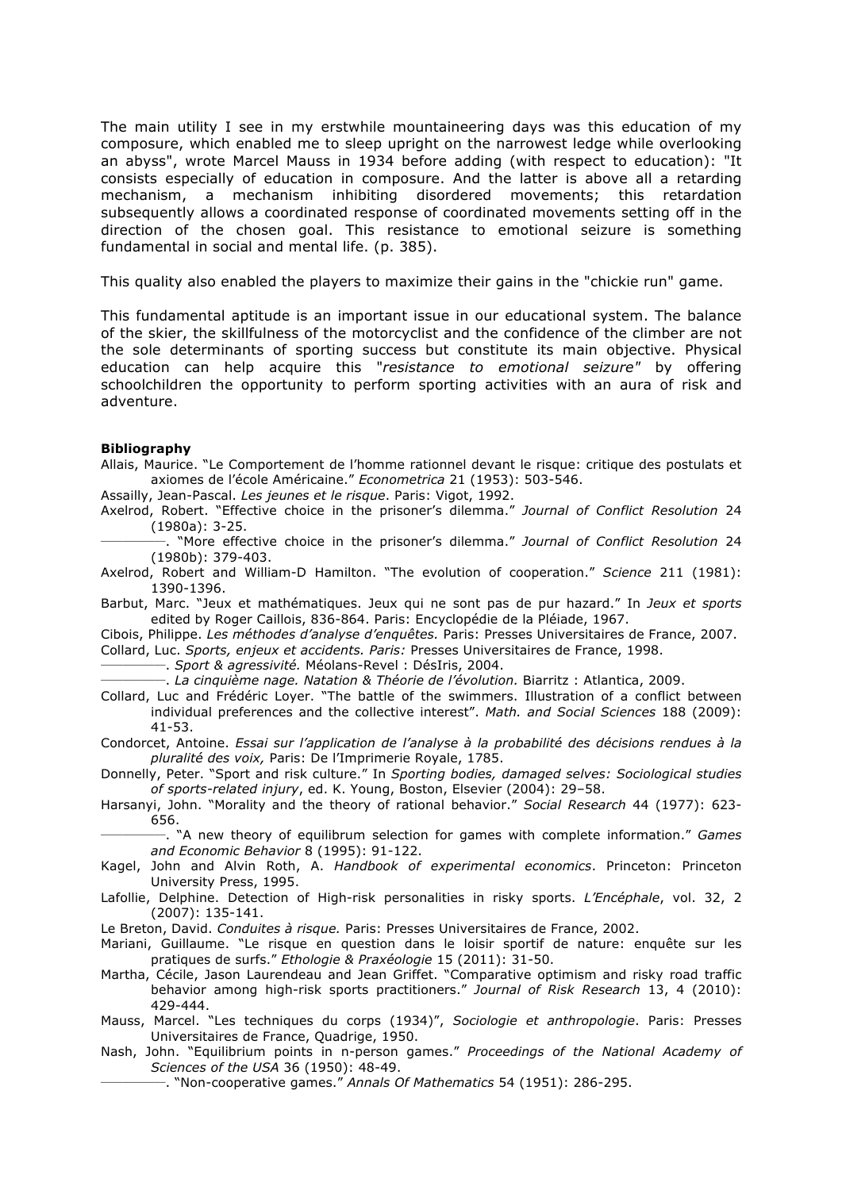The main utility I see in my erstwhile mountaineering days was this education of my composure, which enabled me to sleep upright on the narrowest ledge while overlooking an abyss", wrote Marcel Mauss in 1934 before adding (with respect to education): "It consists especially of education in composure. And the latter is above all a retarding mechanism, a mechanism inhibiting disordered movements; this retardation subsequently allows a coordinated response of coordinated movements setting off in the direction of the chosen goal. This resistance to emotional seizure is something fundamental in social and mental life. (p. 385).

This quality also enabled the players to maximize their gains in the "chickie run" game.

This fundamental aptitude is an important issue in our educational system. The balance of the skier, the skillfulness of the motorcyclist and the confidence of the climber are not the sole determinants of sporting success but constitute its main objective. Physical education can help acquire this "*resistance to emotional seizure*" by offering schoolchildren the opportunity to perform sporting activities with an aura of risk and adventure.

**Bibliography**

Allais, Maurice. "Le Comportement de l'homme rationnel devant le risque: critique des postulats et axiomes de l'école Américaine." *Econometrica* 21 (1953): 503-546.

Assailly, Jean-Pascal. *Les jeunes et le risque*. Paris: Vigot, 1992.

Axelrod, Robert. "Effective choice in the prisoner's dilemma." *Journal of Conflict Resolution* 24 (1980a): 3-25.

———. "More effective choice in the prisoner's dilemma." *Journal of Conflict Resolution* 24 (1980b): 379-403.

Axelrod, Robert and William-D Hamilton. "The evolution of cooperation." *Science* 211 (1981): 1390-1396.

Barbut, Marc. "Jeux et mathématiques. Jeux qui ne sont pas de pur hazard." In *Jeux et sports* edited by Roger Caillois, 836-864. Paris: Encyclopédie de la Pléiade, 1967.

Cibois, Philippe. *Les méthodes d'analyse d'enquêtes.* Paris: Presses Universitaires de France, 2007.

Collard, Luc. *Sports, enjeux et accidents. Paris:* Presses Universitaires de France, 1998.

———. *Sport & agressivité.* Méolans-Revel : DésIris, 2004.

———. *La cinquième nage. Natation & Théorie de l'évolution.* Biarritz : Atlantica, 2009.

Collard, Luc and Frédéric Loyer. "The battle of the swimmers. Illustration of a conflict between individual preferences and the collective interest". *Math. and Social Sciences* 188 (2009): 41-53.

Condorcet, Antoine. *Essai sur l'application de l'analyse à la probabilité des décisions rendues à la pluralité des voix,* Paris: De l'Imprimerie Royale, 1785.

Donnelly, Peter. "Sport and risk culture." In *Sporting bodies, damaged selves: Sociological studies of sports-related injury*, ed. K. Young, Boston, Elsevier (2004): 29–58.

Harsanyi, John. "Morality and the theory of rational behavior." *Social Research* 44 (1977): 623-656.

———. "A new theory of equilibrum selection for games with complete information." *Games and Economic Behavior* 8 (1995): 91-122.

Kagel, John and Alvin Roth, A. *Handbook of experimental economics*. Princeton: Princeton University Press, 1995.

Lafollie, Delphine. Detection of High-risk personalities in risky sports. *L'Encéphale*, vol. 32, 2 (2007): 135-141.

Le Breton, David. *Conduites à risque.* Paris: Presses Universitaires de France, 2002.

Mariani, Guillaume. "Le risque en question dans le loisir sportif de nature: enquête sur les pratiques de surfs." *Ethologie & Praxéologie* 15 (2011): 31-50.

Martha, Cécile, Jason Laurendeau and Jean Griffet. "Comparative optimism and risky road traffic behavior among high-risk sports practitioners." *Journal of Risk Research* 13, 4 (2010): 429-444.

Mauss, Marcel. "Les techniques du corps (1934)", *Sociologie et anthropologie*. Paris: Presses Universitaires de France, Quadrige, 1950.

Nash, John. "Equilibrium points in n-person games." *Proceedings of the National Academy of Sciences of the USA* 36 (1950): 48-49.

———. "Non-cooperative games." *Annals Of Mathematics* 54 (1951): 286-295.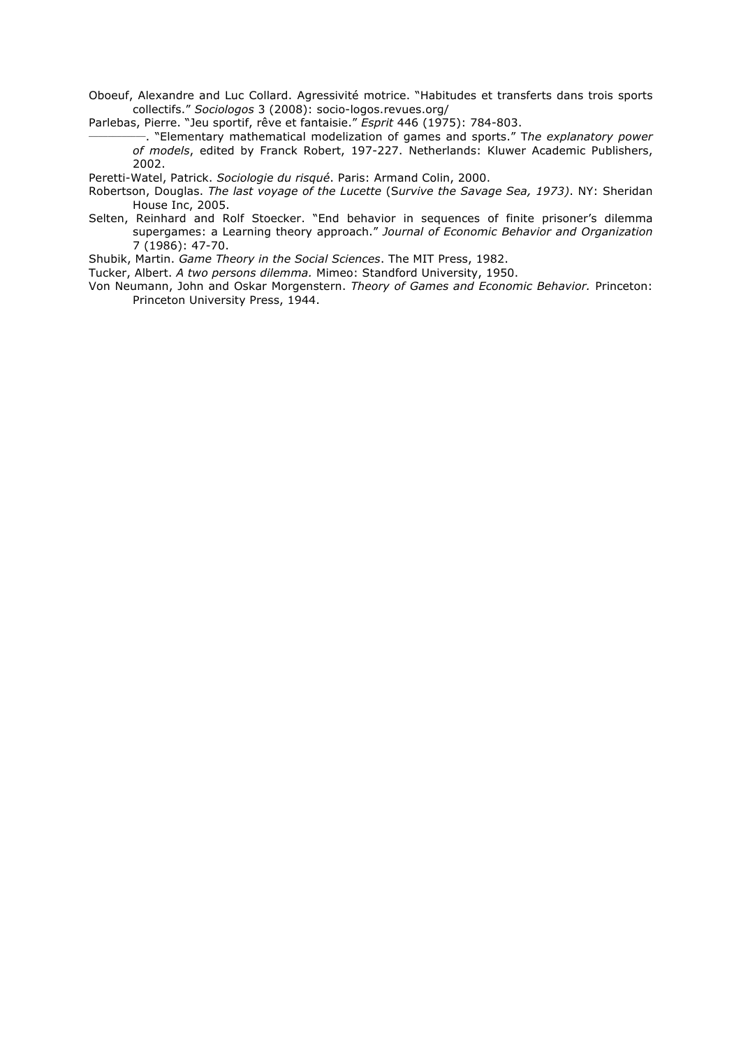Oboeuf, Alexandre and Luc Collard. Agressivité motrice. "Habitudes et transferts dans trois sports collectifs." *Sociologos* 3 (2008): socio-logos.revues.org/

Parlebas, Pierre. "Jeu sportif, rêve et fantaisie." *Esprit* 446 (1975): 784-803.

———. "Elementary mathematical modelization of games and sports." T*he explanatory power of models*, edited by Franck Robert, 197-227. Netherlands: Kluwer Academic Publishers, 2002.

Peretti-Watel, Patrick. *Sociologie du risqué*. Paris: Armand Colin, 2000.

Robertson, Douglas. *The last voyage of the Lucette* (S*urvive the Savage Sea, 1973)*. NY: Sheridan House Inc, 2005.

Selten, Reinhard and Rolf Stoecker. "End behavior in sequences of finite prisoner's dilemma supergames: a Learning theory approach." *Journal of Economic Behavior and Organization* 7 (1986): 47-70.

Shubik, Martin. *Game Theory in the Social Sciences*. The MIT Press, 1982.

Tucker, Albert. *A two persons dilemma.* Mimeo: Standford University, 1950.

Von Neumann, John and Oskar Morgenstern. *Theory of Games and Economic Behavior.* Princeton: Princeton University Press, 1944.